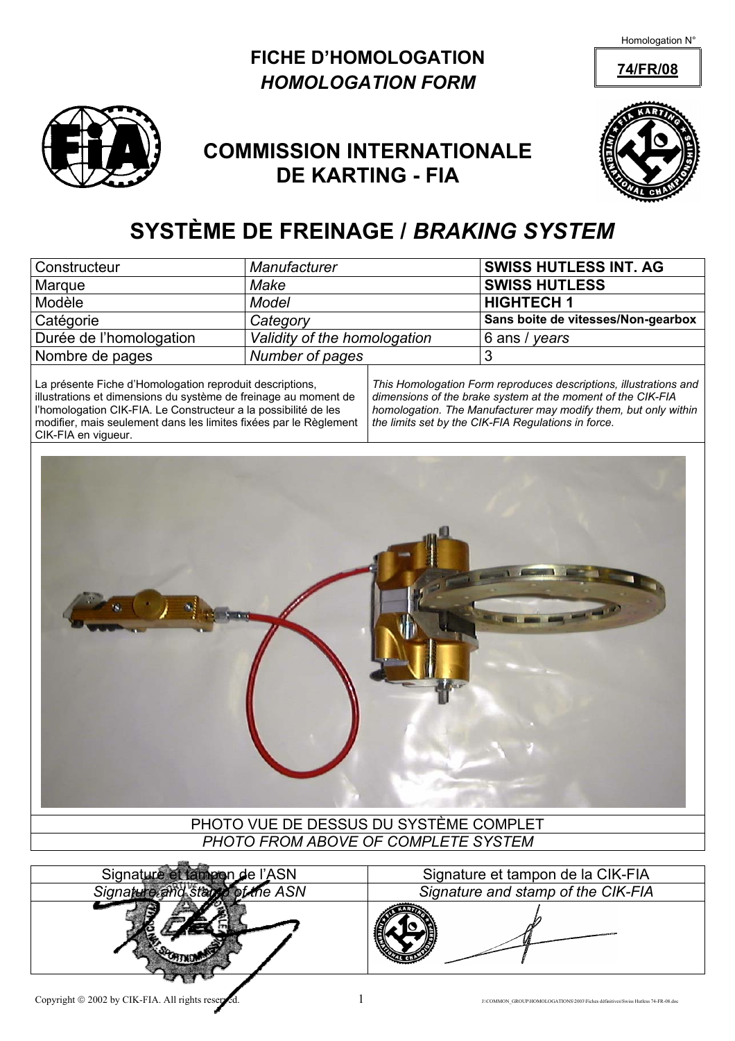Homologation N°

**74/FR/08**

# FICHE D'HOMOLOGATION
## *HOMOLOGATION FORM*

## COMMISSION INTERNATIONALE DE KARTING - FIA

# SYSTÈME DE FREINAGE / *BRAKING SYSTEM*

| Constructeur | *Manufacturer* | **SWISS HUTLESS INT. AG** |
|---|---|---|
| Marque | *Make* | **SWISS HUTLESS** |
| Modèle | *Model* | **HIGHTECH 1** |
| Catégorie | *Category* | **Sans boite de vitesses/Non-gearbox** |
| Durée de l'homologation | *Validity of the homologation* | 6 ans / *years* |
| Nombre de pages | *Number of pages* | 3 |

La présente Fiche d'Homologation reproduit descriptions, illustrations et dimensions du système de freinage au moment de l'homologation CIK-FIA. Le Constructeur a la possibilité de les modifier, mais seulement dans les limites fixées par le Règlement CIK-FIA en vigueur.

*This Homologation Form reproduces descriptions, illustrations and dimensions of the brake system at the moment of the CIK-FIA homologation. The Manufacturer may modify them, but only within the limits set by the CIK-FIA Regulations in force.*

PHOTO VUE DE DESSUS DU SYSTÈME COMPLET

*PHOTO FROM ABOVE OF COMPLETE SYSTEM*

| Signature et tampon de l'ASN<br>*Signature and stamp of the ASN* | Signature et tampon de la CIK-FIA<br>*Signature and stamp of the CIK-FIA* |
|---|---|
| | |

Copyright © 2002 by CIK-FIA. All rights reserved.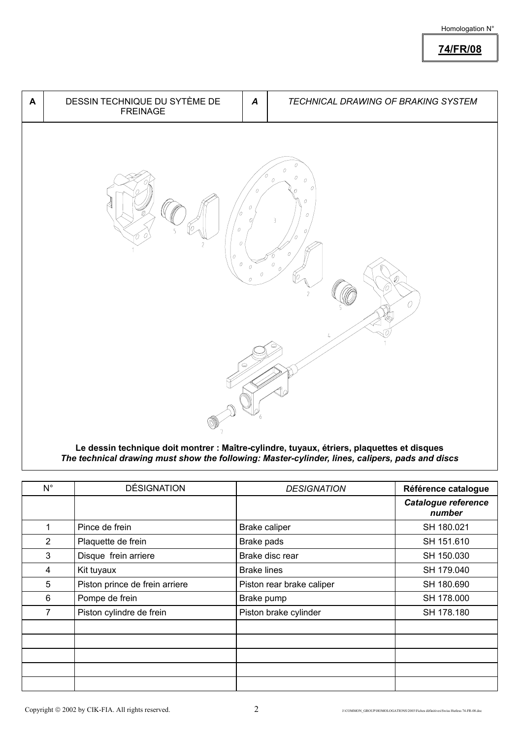Homologation N°

**74/FR/08**

| A | DESSIN TECHNIQUE DU SYTÈME DE FREINAGE | *A* | *TECHNICAL DRAWING OF BRAKING SYSTEM* |
|---|---|---|---|

**Le dessin technique doit montrer : Maître-cylindre, tuyaux, étriers, plaquettes et disques**
***The technical drawing must show the following: Master-cylinder, lines, calipers, pads and discs***

| N° | DÉSIGNATION | *DESIGNATION* | **Référence catalogue** |
|---|---|---|---|
| | | | ***Catalogue reference number*** |
| 1 | Pince de frein | Brake caliper | SH 180.021 |
| 2 | Plaquette de frein | Brake pads | SH 151.610 |
| 3 | Disque frein arriere | Brake disc rear | SH 150.030 |
| 4 | Kit tuyaux | Brake lines | SH 179.040 |
| 5 | Piston prince de frein arriere | Piston rear brake caliper | SH 180.690 |
| 6 | Pompe de frein | Brake pump | SH 178.000 |
| 7 | Piston cylindre de frein | Piston brake cylinder | SH 178.180 |
| | | | |
| | | | |
| | | | |
| | | | |
| | | | |

Copyright © 2002 by CIK-FIA. All rights reserved.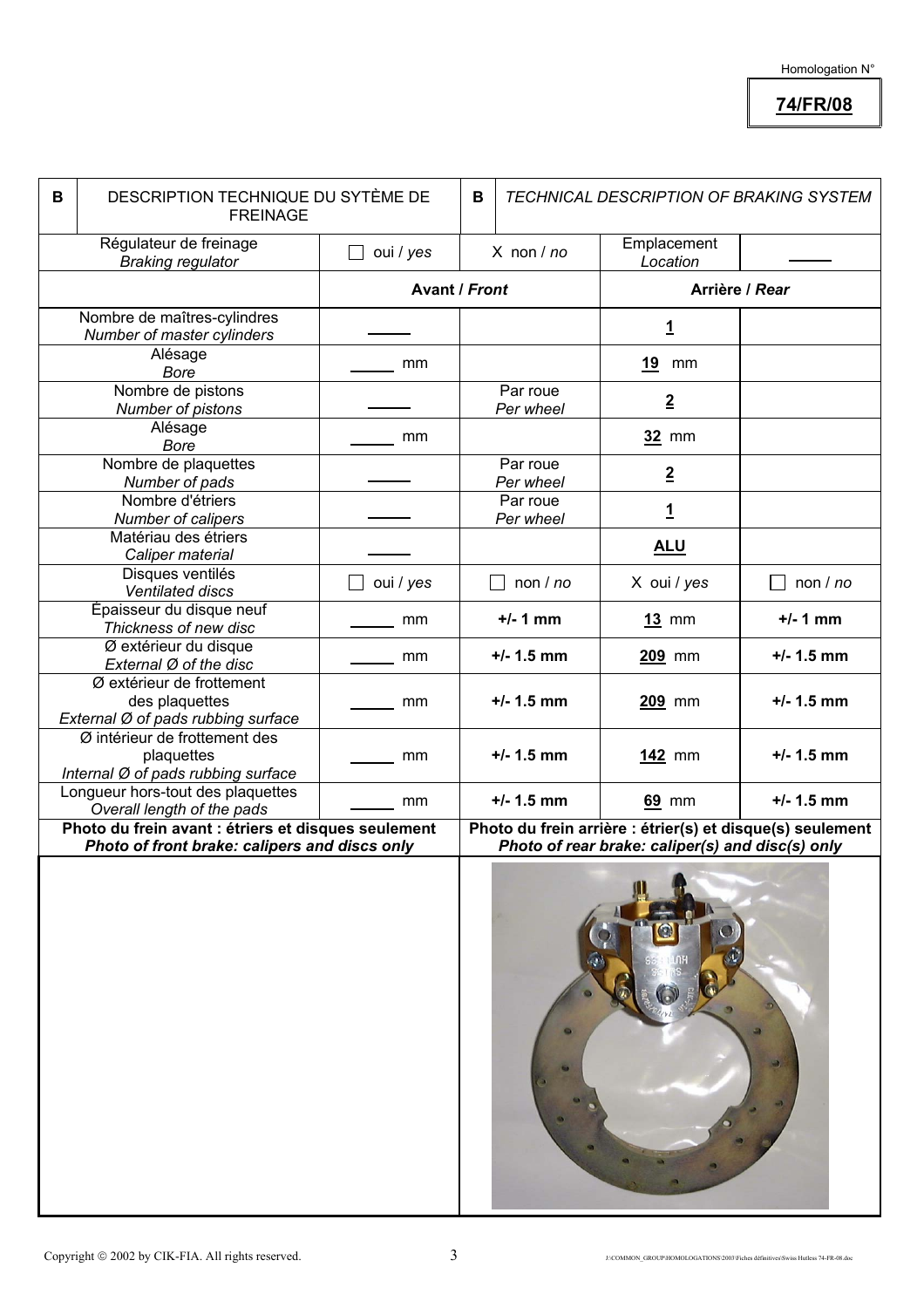Homologation N°

**74/FR/08**

| B | DESCRIPTION TECHNIQUE DU SYTÈME DE FREINAGE | B | *TECHNICAL DESCRIPTION OF BRAKING SYSTEM* | |
|---|---|---|---|---|
| Régulateur de freinage<br>*Braking regulator* | ☐ oui / *yes* | X non / *no* | Emplacement<br>*Location* | _____ |
| | **Avant / *Front*** | | **Arrière / *Rear*** | |
| Nombre de maîtres-cylindres<br>*Number of master cylinders* | _____ | | **1** | |
| Alésage<br>*Bore* | _____ mm | | **19** mm | |
| Nombre de pistons<br>*Number of pistons* | _____ | Par roue<br>*Per wheel* | **2** | |
| Alésage<br>*Bore* | _____ mm | | **32** mm | |
| Nombre de plaquettes<br>*Number of pads* | _____ | Par roue<br>*Per wheel* | **2** | |
| Nombre d'étriers<br>*Number of calipers* | _____ | Par roue<br>*Per wheel* | **1** | |
| Matériau des étriers<br>*Caliper material* | _____ | | **ALU** | |
| Disques ventilés<br>*Ventilated discs* | ☐ oui / *yes* | ☐ non / *no* | X oui / *yes* | ☐ non / *no* |
| Épaisseur du disque neuf<br>*Thickness of new disc* | _____ mm | **+/- 1 mm** | **13** mm | **+/- 1 mm** |
| Ø extérieur du disque<br>*External Ø of the disc* | _____ mm | **+/- 1.5 mm** | **209** mm | **+/- 1.5 mm** |
| Ø extérieur de frottement des plaquettes<br>*External Ø of pads rubbing surface* | _____ mm | **+/- 1.5 mm** | **209** mm | **+/- 1.5 mm** |
| Ø intérieur de frottement des plaquettes<br>*Internal Ø of pads rubbing surface* | _____ mm | **+/- 1.5 mm** | **142** mm | **+/- 1.5 mm** |
| Longueur hors-tout des plaquettes<br>*Overall length of the pads* | _____ mm | **+/- 1.5 mm** | **69** mm | **+/- 1.5 mm** |

| **Photo du frein avant : étriers et disques seulement**<br>***Photo of front brake: calipers and discs only*** | **Photo du frein arrière : étrier(s) et disque(s) seulement**<br>***Photo of rear brake: caliper(s) and disc(s) only*** |
|---|---|
| | |

Copyright © 2002 by CIK-FIA. All rights reserved.

J:\COMMON_GROUP\HOMOLOGATIONS\2003\Fiches définitives\Swiss Hutless 74-FR-08.doc